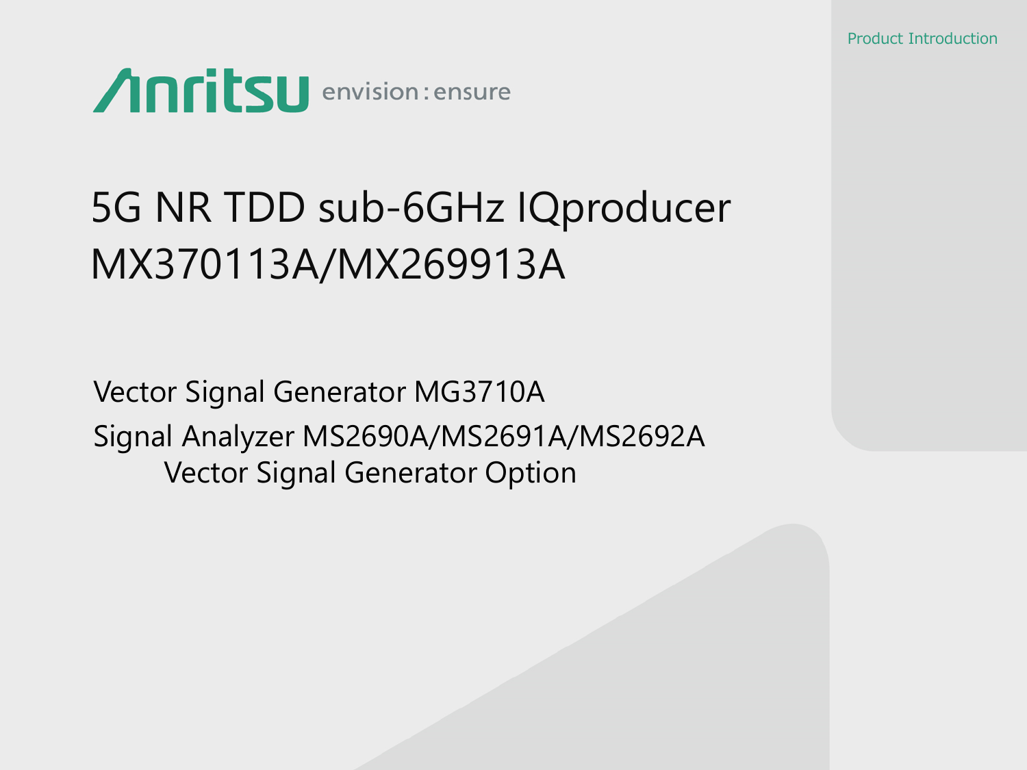Product Introduction

Anritsu envision : ensure

# 5G NR TDD sub-6GHz IQproducer MX370113A/MX269913A

Vector Signal Generator MG3710A

Signal Analyzer MS2690A/MS2691A/MS2692A
Vector Signal Generator Option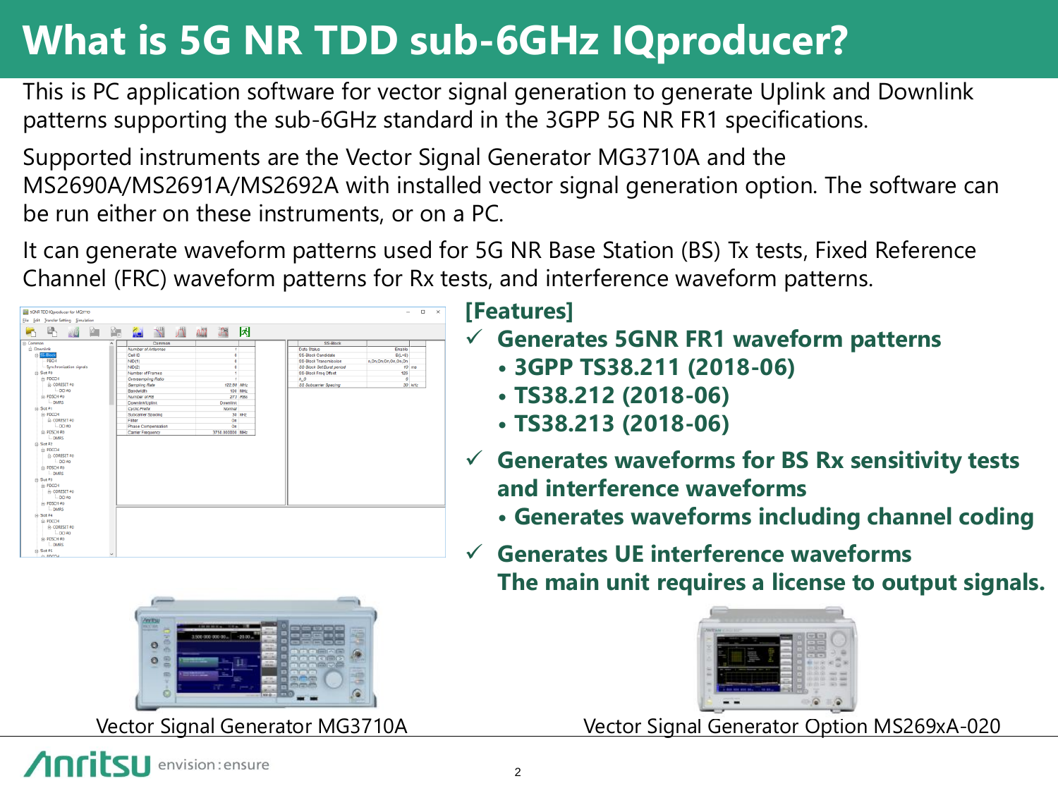# What is 5G NR TDD sub-6GHz IQproducer?

This is PC application software for vector signal generation to generate Uplink and Downlink patterns supporting the sub-6GHz standard in the 3GPP 5G NR FR1 specifications.

Supported instruments are the Vector Signal Generator MG3710A and the MS2690A/MS2691A/MS2692A with installed vector signal generation option. The software can be run either on these instruments, or on a PC.

It can generate waveform patterns used for 5G NR Base Station (BS) Tx tests, Fixed Reference Channel (FRC) waveform patterns for Rx tests, and interference waveform patterns.

**[Features]**

- ✓ **Generates 5GNR FR1 waveform patterns**
  - **3GPP TS38.211 (2018-06)**
  - **TS38.212 (2018-06)**
  - **TS38.213 (2018-06)**
- ✓ **Generates waveforms for BS Rx sensitivity tests and interference waveforms**
  - **Generates waveforms including channel coding**
- ✓ **Generates UE interference waveforms**
  **The main unit requires a license to output signals.**

Vector Signal Generator MG3710A

Vector Signal Generator Option MS269xA-020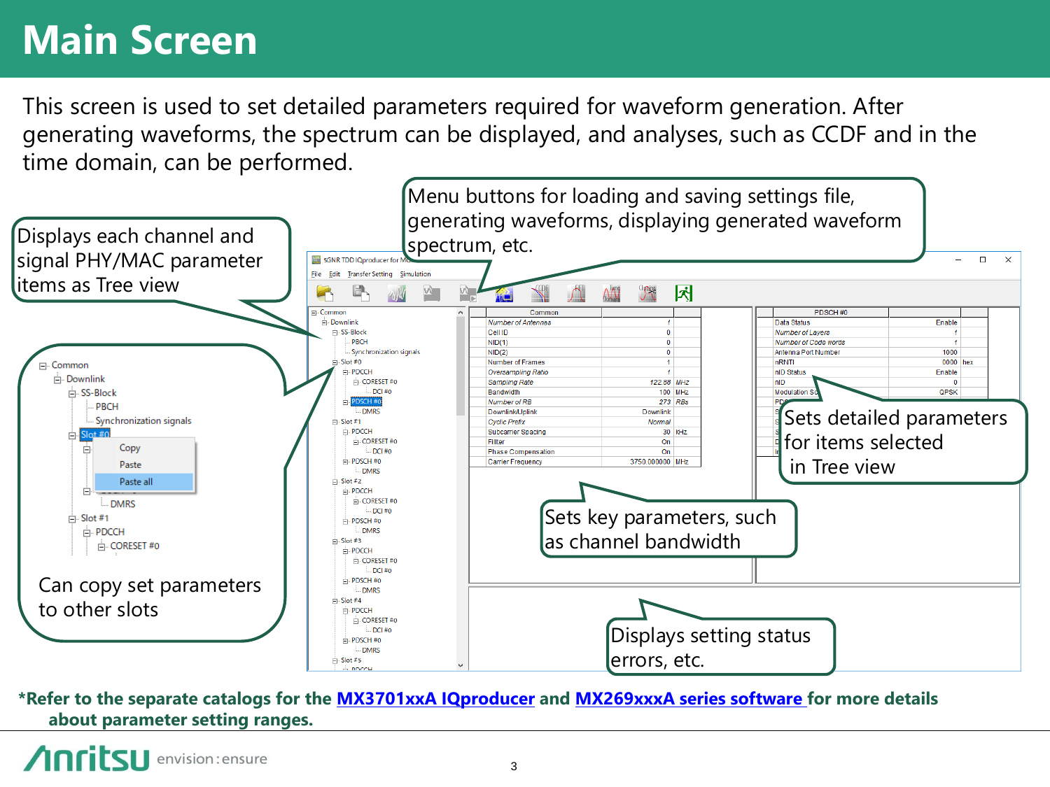# Main Screen

This screen is used to set detailed parameters required for waveform generation. After generating waveforms, the spectrum can be displayed, and analyses, such as CCDF and in the time domain, can be performed.

Displays each channel and signal PHY/MAC parameter items as Tree view

Menu buttons for loading and saving settings file, generating waveforms, displaying generated waveform spectrum, etc.

Can copy set parameters to other slots

Sets detailed parameters for items selected in Tree view

Sets key parameters, such as channel bandwidth

Displays setting status errors, etc.

**\*Refer to the separate catalogs for the MX3701xxA IQproducer and MX269xxxA series software for more details about parameter setting ranges.**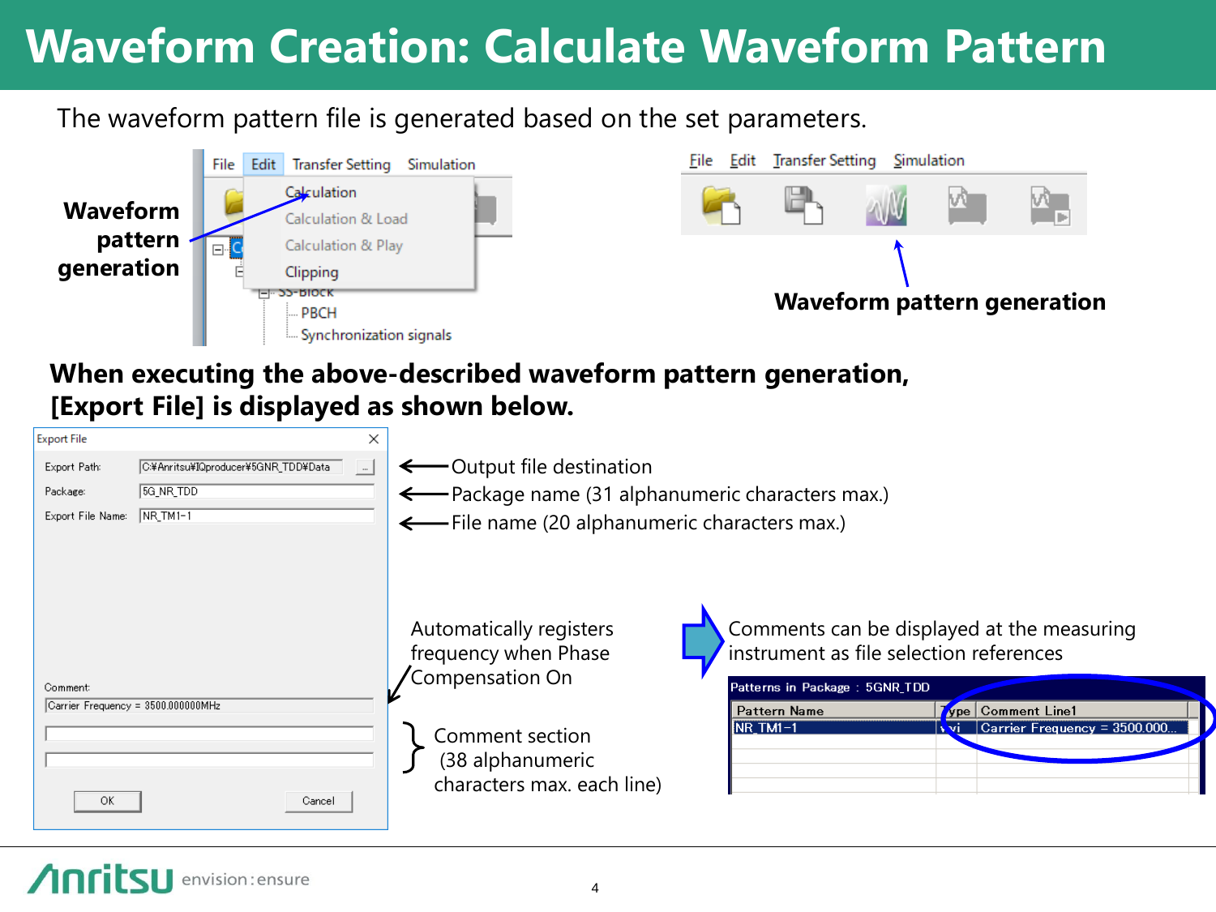# Waveform Creation: Calculate Waveform Pattern

The waveform pattern file is generated based on the set parameters.

**Waveform pattern generation**

File | Edit | Transfer Setting | Simulation

- Calculation
- Calculation & Load
- Calculation & Play
- Clipping

SS-Block
- PBCH
- Synchronization signals

**Waveform pattern generation**

**When executing the above-described waveform pattern generation, [Export File] is displayed as shown below.**

Export File

- Export Path: C:¥Anritsu¥IQproducer¥5GNR_TDD¥Data ← Output file destination
- Package: 5G_NR_TDD ← Package name (31 alphanumeric characters max.)
- Export File Name: NR_TM1-1 ← File name (20 alphanumeric characters max.)

Comment: Carrier Frequency = 3500.000000MHz

OK | Cancel

Automatically registers frequency when Phase Compensation On

Comment section (38 alphanumeric characters max. each line)

Comments can be displayed at the measuring instrument as file selection references

Patterns in Package : 5GNR_TDD

| Pattern Name | Type | Comment Line1 |
|---|---|---|
| NR_TM1-1 | wvi | Carrier Frequency = 3500.000... |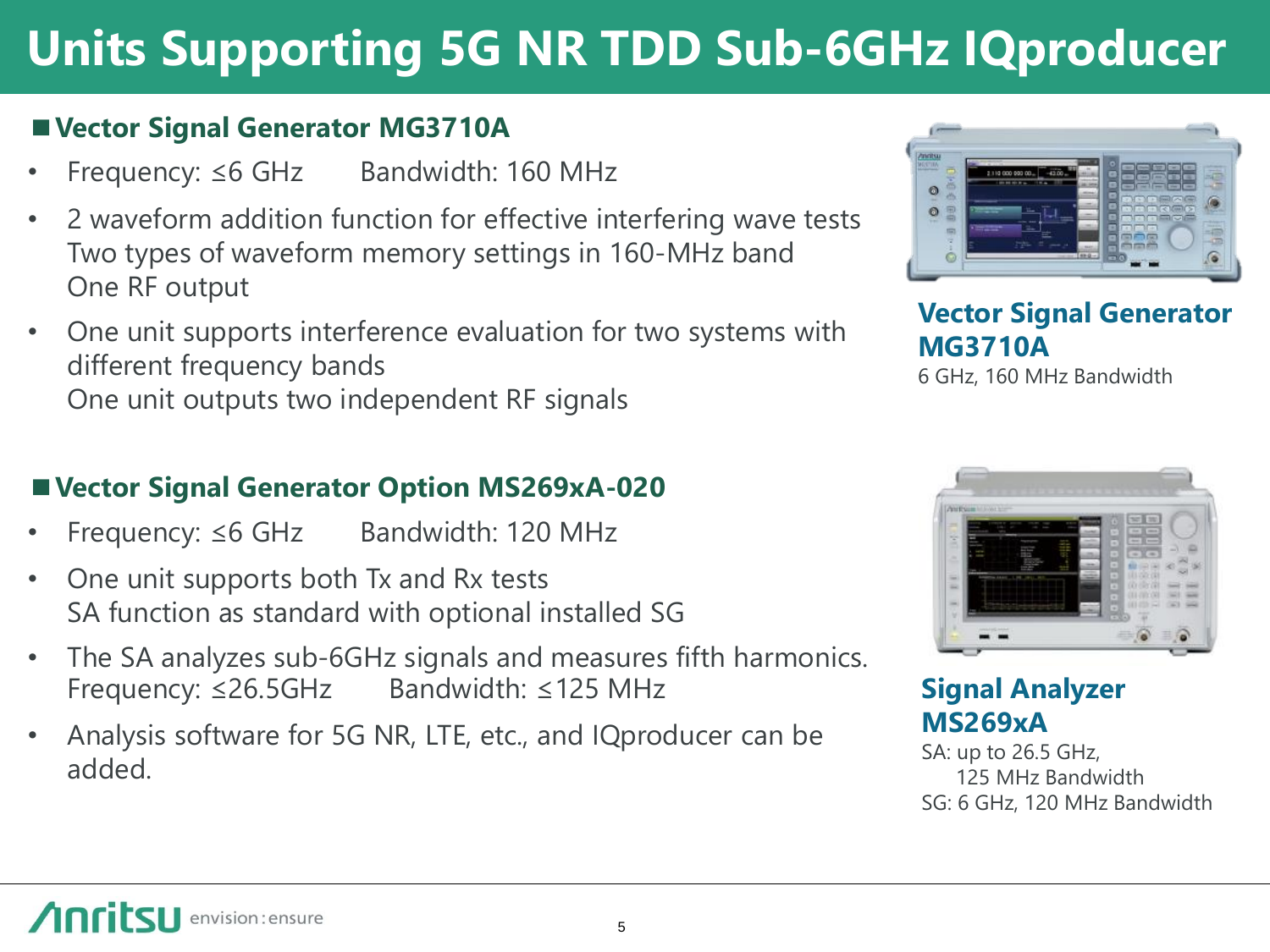# Units Supporting 5G NR TDD Sub-6GHz IQproducer

## ■ Vector Signal Generator MG3710A

- Frequency: ≤6 GHz Bandwidth: 160 MHz
- 2 waveform addition function for effective interfering wave tests
  Two types of waveform memory settings in 160-MHz band
  One RF output
- One unit supports interference evaluation for two systems with different frequency bands
  One unit outputs two independent RF signals

**Vector Signal Generator MG3710A**
6 GHz, 160 MHz Bandwidth

## ■ Vector Signal Generator Option MS269xA-020

- Frequency: ≤6 GHz Bandwidth: 120 MHz
- One unit supports both Tx and Rx tests
  SA function as standard with optional installed SG
- The SA analyzes sub-6GHz signals and measures fifth harmonics.
  Frequency: ≤26.5GHz Bandwidth: ≤125 MHz
- Analysis software for 5G NR, LTE, etc., and IQproducer can be added.

**Signal Analyzer MS269xA**
SA: up to 26.5 GHz,
125 MHz Bandwidth
SG: 6 GHz, 120 MHz Bandwidth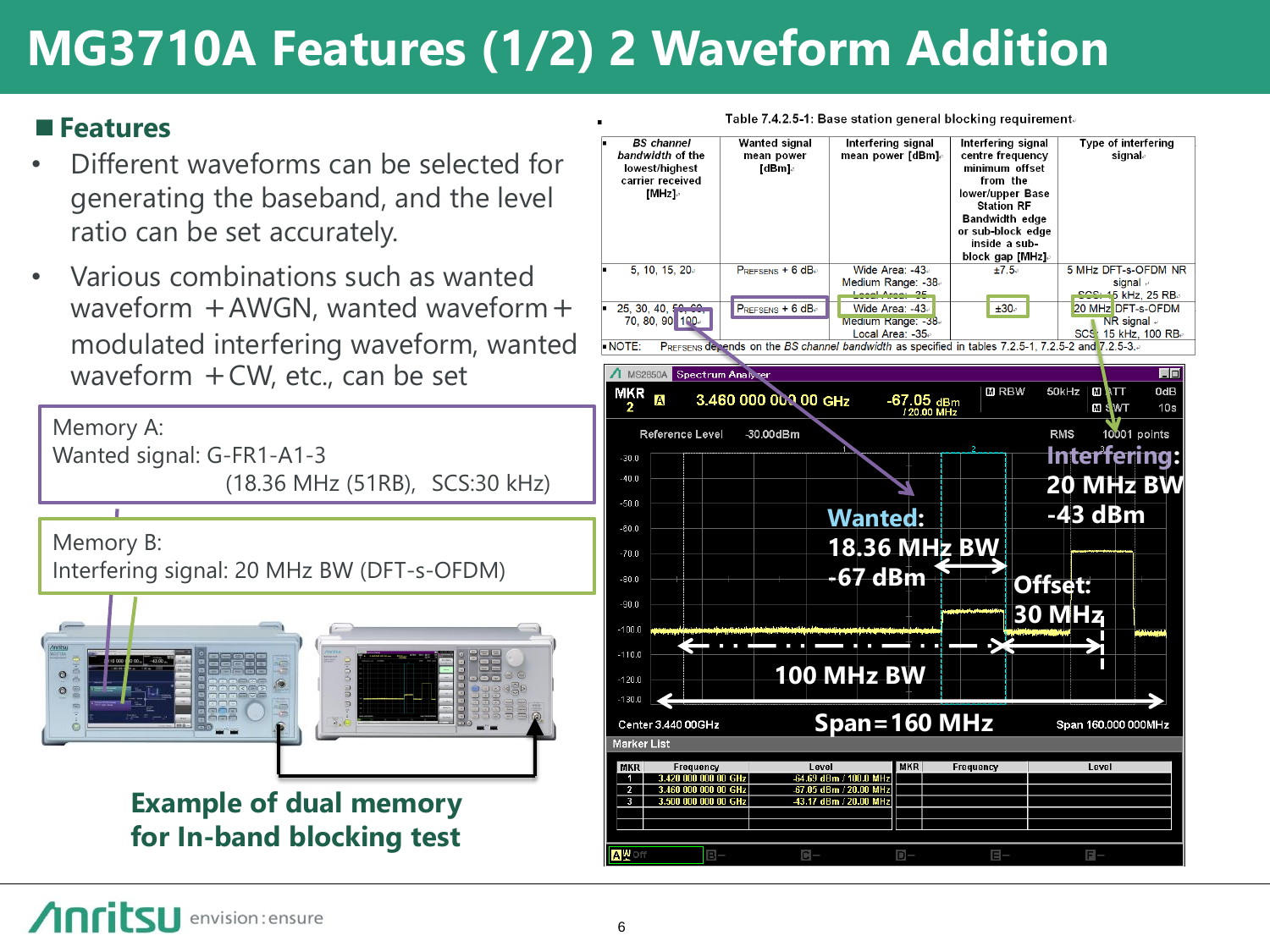# MG3710A Features (1/2) 2 Waveform Addition

## Features

- Different waveforms can be selected for generating the baseband, and the level ratio can be set accurately.
- Various combinations such as wanted waveform ＋AWGN, wanted waveform＋modulated interfering waveform, wanted waveform ＋CW, etc., can be set

Memory A:
Wanted signal: G-FR1-A1-3
(18.36 MHz (51RB), SCS:30 kHz)

Memory B:
Interfering signal: 20 MHz BW (DFT-s-OFDM)

**Example of dual memory for In-band blocking test**

Table 7.4.2.5-1: Base station general blocking requirement

| BS channel bandwidth of the lowest/highest carrier received [MHz] | Wanted signal mean power [dBm] | Interfering signal mean power [dBm] | Interfering signal centre frequency minimum offset from the lower/upper Base Station RF Bandwidth edge or sub-block edge inside a sub-block gap [MHz] | Type of interfering signal |
|---|---|---|---|---|
| 5, 10, 15, 20 | PREFSENS + 6 dB | Wide Area: -43<br>Medium Range: -38<br>Local Area: -35 | ±7.5 | 5 MHz DFT-s-OFDM NR signal<br>SCS: 15 kHz, 25 RB |
| 25, 30, 40, 50, 60, 70, 80, 90, 100 | PREFSENS + 6 dB | Wide Area: -43<br>Medium Range: -38<br>Local Area: -35 | ±30 | 20 MHz DFT-s-OFDM NR signal<br>SCS: 15 kHz, 100 RB |

NOTE: PREFSENS depends on the BS channel bandwidth as specified in tables 7.2.5-1, 7.2.5-2 and 7.2.5-3.

MS2850A Spectrum Analyzer

MKR 2 A 3.460 000 000 00 GHz -67.05 dBm / 20.00 MHz

Wanted: 18.36 MHz BW -67 dBm

Interfering: 20 MHz BW -43 dBm

Offset: 30 MHz

100 MHz BW

Span = 160 MHz

Marker List

| MKR | Frequency | Level |
|---|---|---|
| 1 | 3.420 000 000 00 GHz | -64.69 dBm / 100.0 MHz |
| 2 | 3.460 000 000 00 GHz | -67.05 dBm / 20.00 MHz |
| 3 | 3.500 000 000 00 GHz | -43.17 dBm / 20.00 MHz |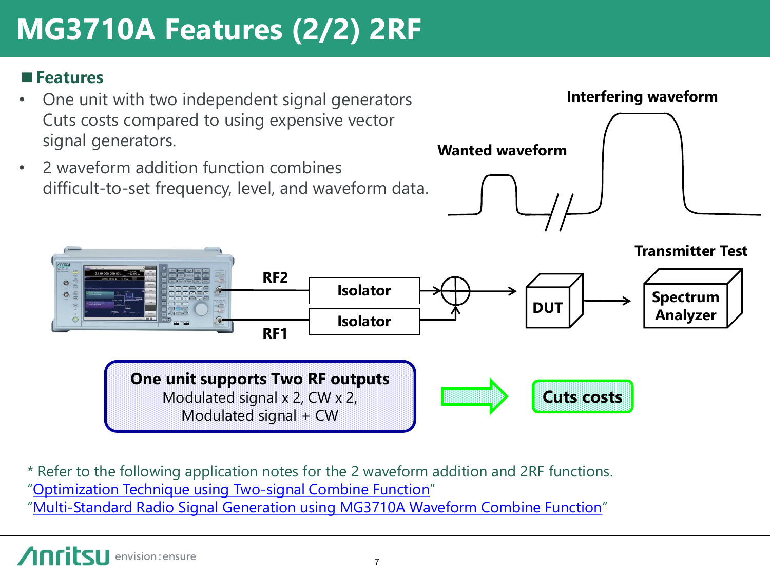# MG3710A Features (2/2) 2RF

## Features

- One unit with two independent signal generators Cuts costs compared to using expensive vector signal generators.
- 2 waveform addition function combines difficult-to-set frequency, level, and waveform data.

Interfering waveform

Wanted waveform

Transmitter Test

RF2 — Isolator

RF1 — Isolator

DUT

Spectrum Analyzer

**One unit supports Two RF outputs**
Modulated signal x 2, CW x 2,
Modulated signal + CW

**Cuts costs**

\* Refer to the following application notes for the 2 waveform addition and 2RF functions.
"Optimization Technique using Two-signal Combine Function"
"Multi-Standard Radio Signal Generation using MG3710A Waveform Combine Function"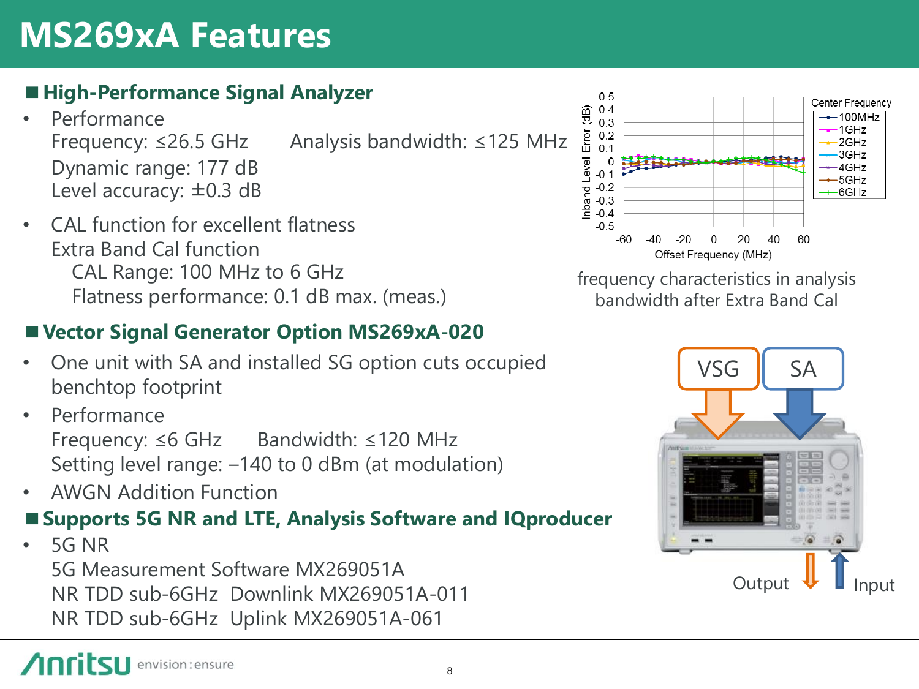# MS269xA Features

## High-Performance Signal Analyzer

- Performance
  Frequency: ≤26.5 GHz   Analysis bandwidth: ≤125 MHz
  Dynamic range: 177 dB
  Level accuracy: ±0.3 dB
- CAL function for excellent flatness
  Extra Band Cal function
    CAL Range: 100 MHz to 6 GHz
    Flatness performance: 0.1 dB max. (meas.)

frequency characteristics in analysis bandwidth after Extra Band Cal

## Vector Signal Generator Option MS269xA-020

- One unit with SA and installed SG option cuts occupied benchtop footprint
- Performance
  Frequency: ≤6 GHz   Bandwidth: ≤120 MHz
  Setting level range: –140 to 0 dBm (at modulation)
- AWGN Addition Function

## Supports 5G NR and LTE, Analysis Software and IQproducer

- 5G NR
  5G Measurement Software MX269051A
  NR TDD sub-6GHz Downlink MX269051A-011
  NR TDD sub-6GHz Uplink MX269051A-061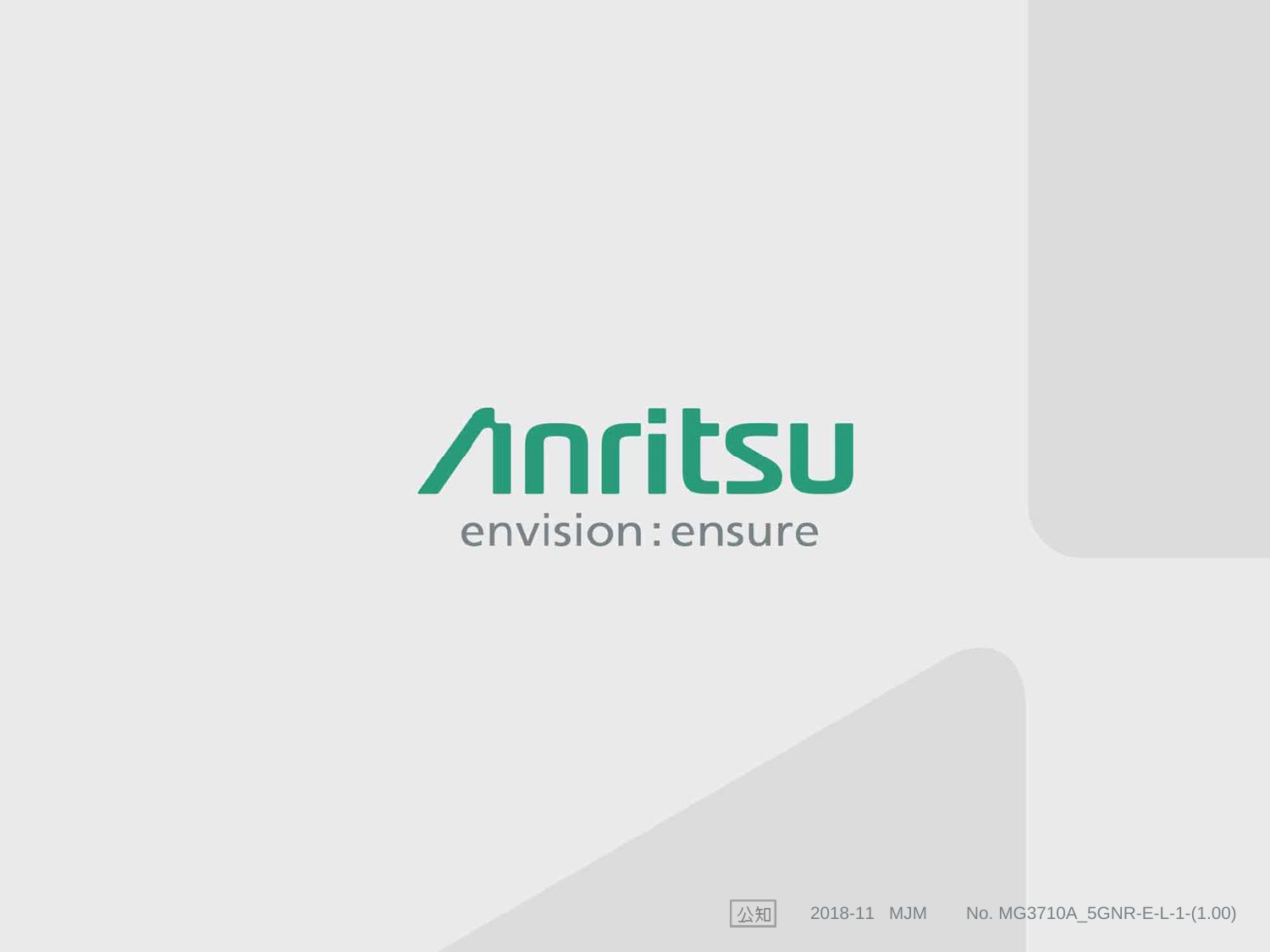Anritsu

envision : ensure

公知 2018-11 MJM No. MG3710A_5GNR-E-L-1-(1.00)